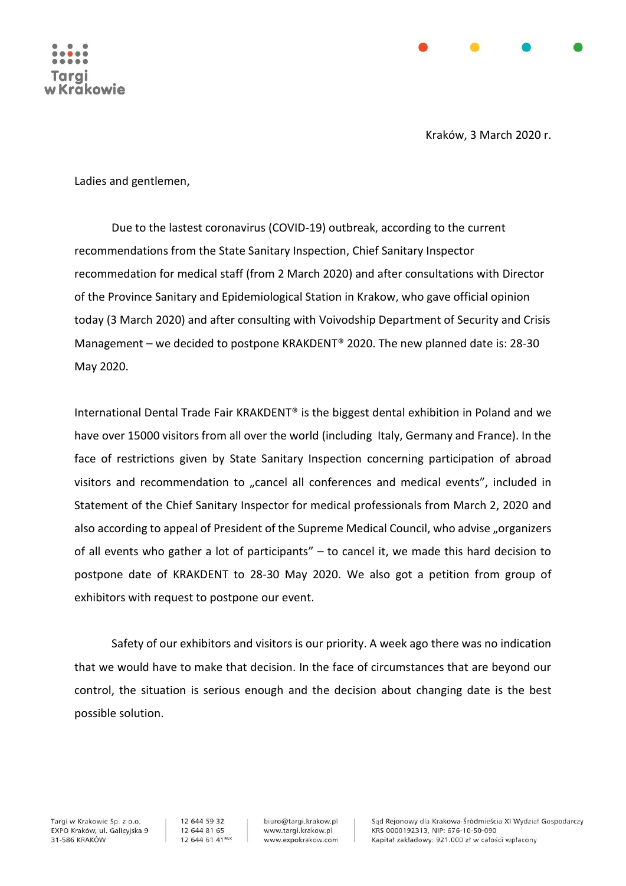Targi w Krakowie

Kraków, 3 March 2020 r.

Ladies and gentlemen,

Due to the lastest coronavirus (COVID-19) outbreak, according to the current recommendations from the State Sanitary Inspection, Chief Sanitary Inspector recommedation for medical staff (from 2 March 2020) and after consultations with Director of the Province Sanitary and Epidemiological Station in Krakow, who gave official opinion today (3 March 2020) and after consulting with Voivodship Department of Security and Crisis Management – we decided to postpone KRAKDENT® 2020. The new planned date is: 28-30 May 2020.

International Dental Trade Fair KRAKDENT® is the biggest dental exhibition in Poland and we have over 15000 visitors from all over the world (including Italy, Germany and France). In the face of restrictions given by State Sanitary Inspection concerning participation of abroad visitors and recommendation to „cancel all conferences and medical events", included in Statement of the Chief Sanitary Inspector for medical professionals from March 2, 2020 and also according to appeal of President of the Supreme Medical Council, who advise „organizers of all events who gather a lot of participants" – to cancel it, we made this hard decision to postpone date of KRAKDENT to 28-30 May 2020. We also got a petition from group of exhibitors with request to postpone our event.

Safety of our exhibitors and visitors is our priority. A week ago there was no indication that we would have to make that decision. In the face of circumstances that are beyond our control, the situation is serious enough and the decision about changing date is the best possible solution.

Targi w Krakowie Sp. z o.o.
EXPO Kraków, ul. Galicyjska 9
31-586 KRAKÓW

12 644 59 32
12 644 81 65
12 644 61 41 FAX

biuro@targi.krakow.pl
www.targi.krakow.pl
www.expokrakow.com

Sąd Rejonowy dla Krakowa-Śródmieścia XI Wydział Gospodarczy
KRS 0000192313, NIP: 676-10-50-090
Kapitał zakładowy: 921.000 zł w całości wpłacony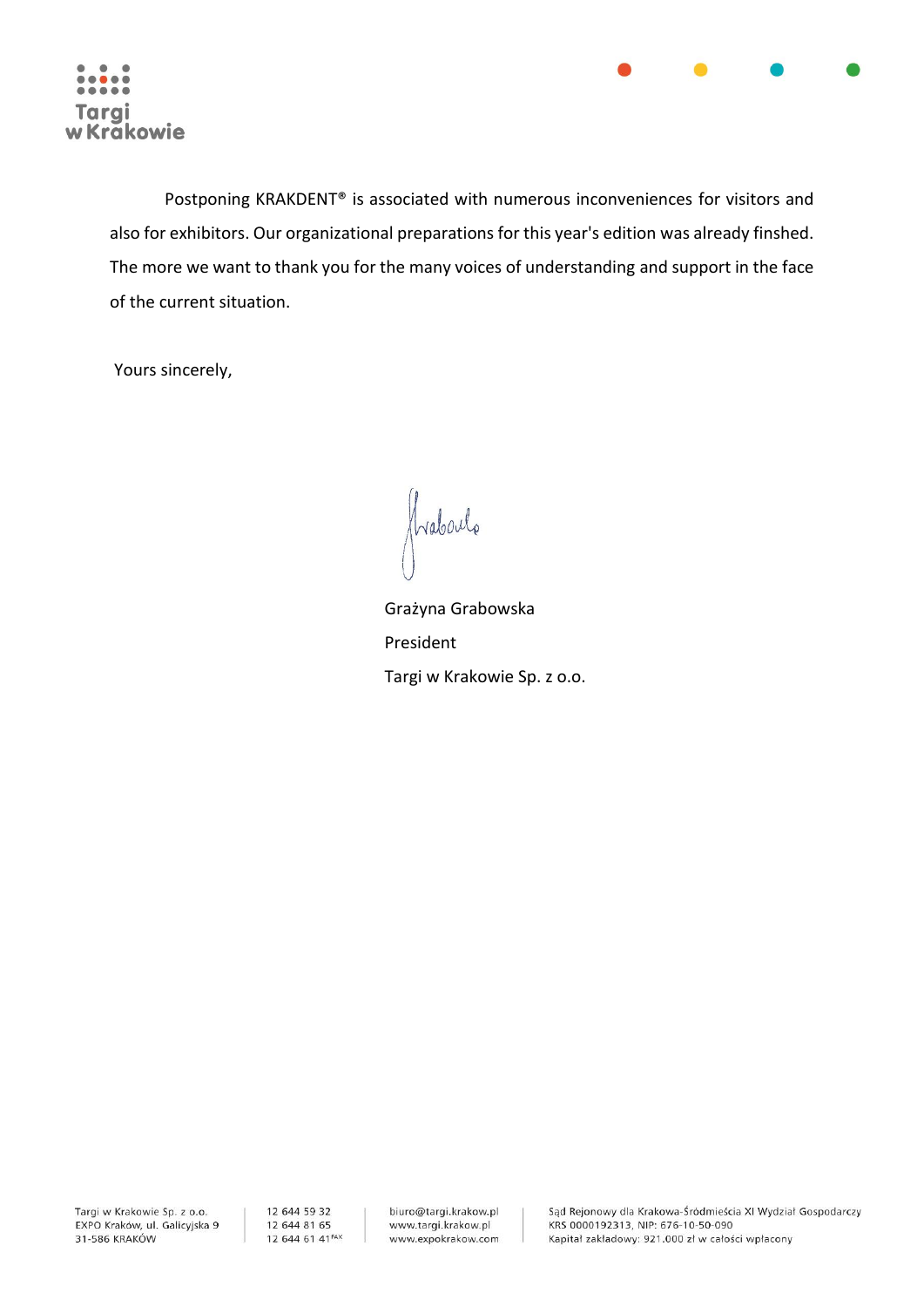Postponing KRAKDENT® is associated with numerous inconveniences for visitors and also for exhibitors. Our organizational preparations for this year's edition was already finshed. The more we want to thank you for the many voices of understanding and support in the face of the current situation.

Yours sincerely,

Grażyna Grabowska

President

Targi w Krakowie Sp. z o.o.